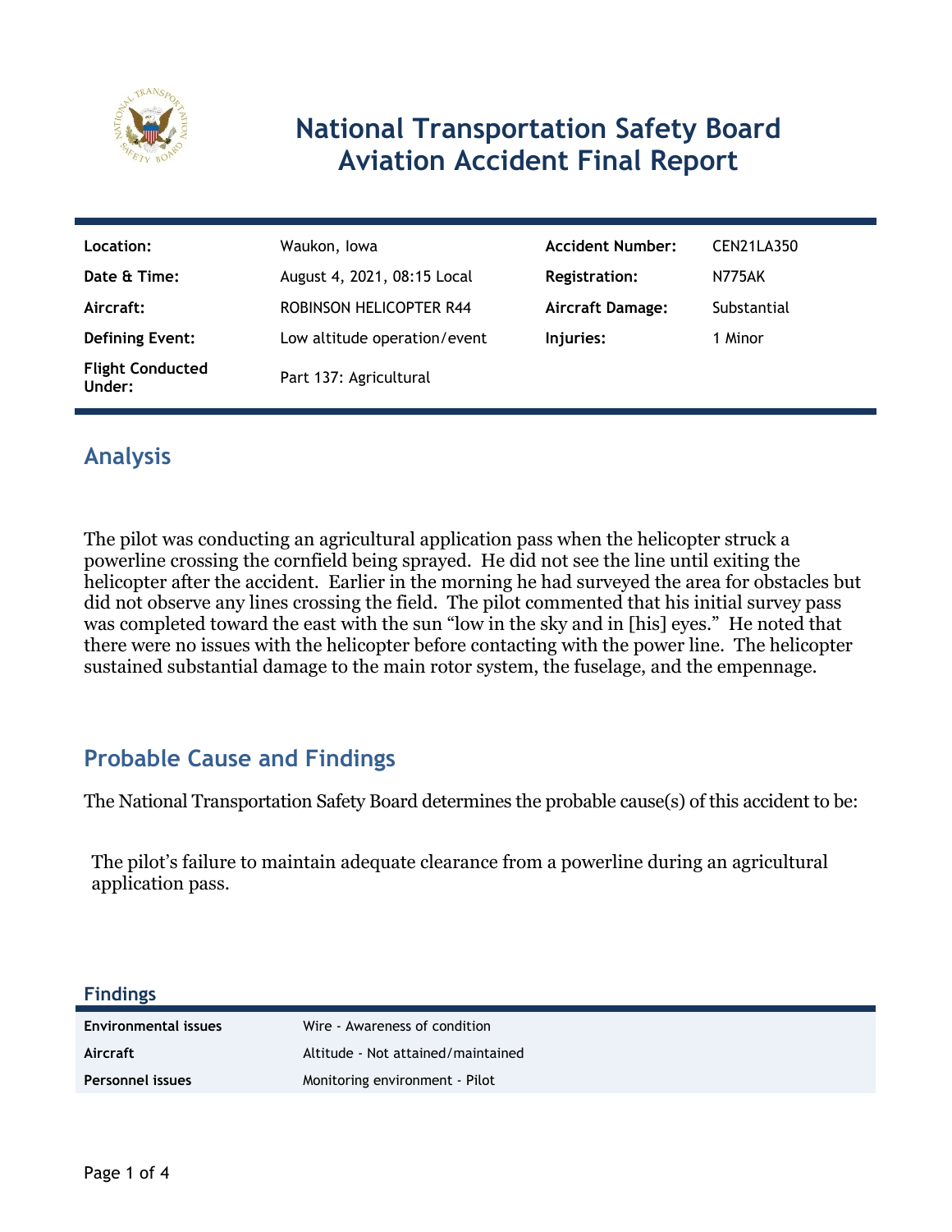# National Transportation Safety Board Aviation Accident Final Report

| | | | |
|---|---|---|---|
| **Location:** | Waukon, Iowa | **Accident Number:** | CEN21LA350 |
| **Date & Time:** | August 4, 2021, 08:15 Local | **Registration:** | N775AK |
| **Aircraft:** | ROBINSON HELICOPTER R44 | **Aircraft Damage:** | Substantial |
| **Defining Event:** | Low altitude operation/event | **Injuries:** | 1 Minor |
| **Flight Conducted Under:** | Part 137: Agricultural | | |

## Analysis

The pilot was conducting an agricultural application pass when the helicopter struck a powerline crossing the cornfield being sprayed. He did not see the line until exiting the helicopter after the accident. Earlier in the morning he had surveyed the area for obstacles but did not observe any lines crossing the field. The pilot commented that his initial survey pass was completed toward the east with the sun "low in the sky and in [his] eyes." He noted that there were no issues with the helicopter before contacting with the power line. The helicopter sustained substantial damage to the main rotor system, the fuselage, and the empennage.

## Probable Cause and Findings

The National Transportation Safety Board determines the probable cause(s) of this accident to be:

The pilot's failure to maintain adequate clearance from a powerline during an agricultural application pass.

### Findings

| | |
|---|---|
| **Environmental issues** | Wire - Awareness of condition |
| **Aircraft** | Altitude - Not attained/maintained |
| **Personnel issues** | Monitoring environment - Pilot |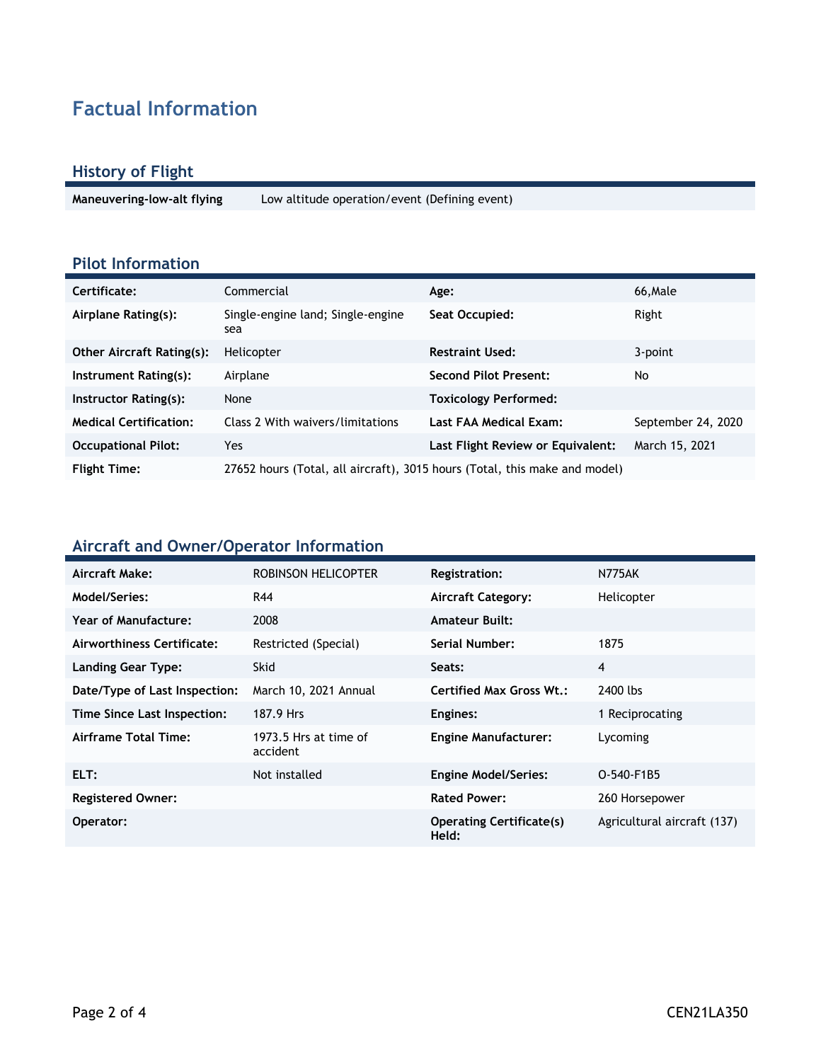# Factual Information

## History of Flight

| | |
|---|---|
| **Maneuvering-low-alt flying** | Low altitude operation/event (Defining event) |

## Pilot Information

| | | | |
|---|---|---|---|
| **Certificate:** | Commercial | **Age:** | 66,Male |
| **Airplane Rating(s):** | Single-engine land; Single-engine sea | **Seat Occupied:** | Right |
| **Other Aircraft Rating(s):** | Helicopter | **Restraint Used:** | 3-point |
| **Instrument Rating(s):** | Airplane | **Second Pilot Present:** | No |
| **Instructor Rating(s):** | None | **Toxicology Performed:** | |
| **Medical Certification:** | Class 2 With waivers/limitations | **Last FAA Medical Exam:** | September 24, 2020 |
| **Occupational Pilot:** | Yes | **Last Flight Review or Equivalent:** | March 15, 2021 |
| **Flight Time:** | 27652 hours (Total, all aircraft), 3015 hours (Total, this make and model) | | |

## Aircraft and Owner/Operator Information

| | | | |
|---|---|---|---|
| **Aircraft Make:** | ROBINSON HELICOPTER | **Registration:** | N775AK |
| **Model/Series:** | R44 | **Aircraft Category:** | Helicopter |
| **Year of Manufacture:** | 2008 | **Amateur Built:** | |
| **Airworthiness Certificate:** | Restricted (Special) | **Serial Number:** | 1875 |
| **Landing Gear Type:** | Skid | **Seats:** | 4 |
| **Date/Type of Last Inspection:** | March 10, 2021 Annual | **Certified Max Gross Wt.:** | 2400 lbs |
| **Time Since Last Inspection:** | 187.9 Hrs | **Engines:** | 1 Reciprocating |
| **Airframe Total Time:** | 1973.5 Hrs at time of accident | **Engine Manufacturer:** | Lycoming |
| **ELT:** | Not installed | **Engine Model/Series:** | O-540-F1B5 |
| **Registered Owner:** | | **Rated Power:** | 260 Horsepower |
| **Operator:** | | **Operating Certificate(s) Held:** | Agricultural aircraft (137) |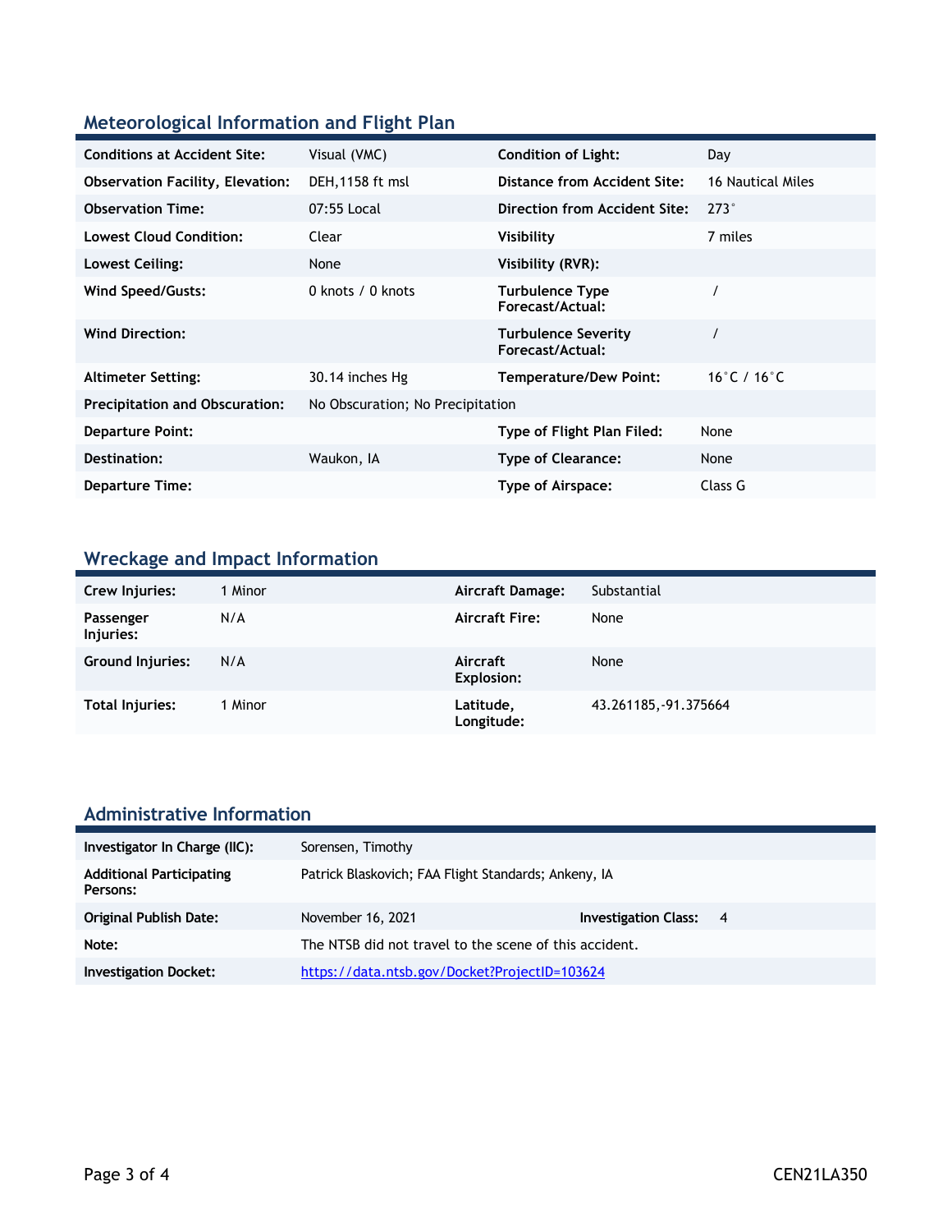## Meteorological Information and Flight Plan

| | | | |
|---|---|---|---|
| **Conditions at Accident Site:** | Visual (VMC) | **Condition of Light:** | Day |
| **Observation Facility, Elevation:** | DEH,1158 ft msl | **Distance from Accident Site:** | 16 Nautical Miles |
| **Observation Time:** | 07:55 Local | **Direction from Accident Site:** | 273° |
| **Lowest Cloud Condition:** | Clear | **Visibility** | 7 miles |
| **Lowest Ceiling:** | None | **Visibility (RVR):** | |
| **Wind Speed/Gusts:** | 0 knots / 0 knots | **Turbulence Type Forecast/Actual:** | / |
| **Wind Direction:** | | **Turbulence Severity Forecast/Actual:** | / |
| **Altimeter Setting:** | 30.14 inches Hg | **Temperature/Dew Point:** | 16°C / 16°C |
| **Precipitation and Obscuration:** | No Obscuration; No Precipitation | | |
| **Departure Point:** | | **Type of Flight Plan Filed:** | None |
| **Destination:** | Waukon, IA | **Type of Clearance:** | None |
| **Departure Time:** | | **Type of Airspace:** | Class G |

## Wreckage and Impact Information

| | | | |
|---|---|---|---|
| **Crew Injuries:** | 1 Minor | **Aircraft Damage:** | Substantial |
| **Passenger Injuries:** | N/A | **Aircraft Fire:** | None |
| **Ground Injuries:** | N/A | **Aircraft Explosion:** | None |
| **Total Injuries:** | 1 Minor | **Latitude, Longitude:** | 43.261185,-91.375664 |

## Administrative Information

| | | | |
|---|---|---|---|
| **Investigator In Charge (IIC):** | Sorensen, Timothy | | |
| **Additional Participating Persons:** | Patrick Blaskovich; FAA Flight Standards; Ankeny, IA | | |
| **Original Publish Date:** | November 16, 2021 | **Investigation Class:** | 4 |
| **Note:** | The NTSB did not travel to the scene of this accident. | | |
| **Investigation Docket:** | https://data.ntsb.gov/Docket?ProjectID=103624 | | |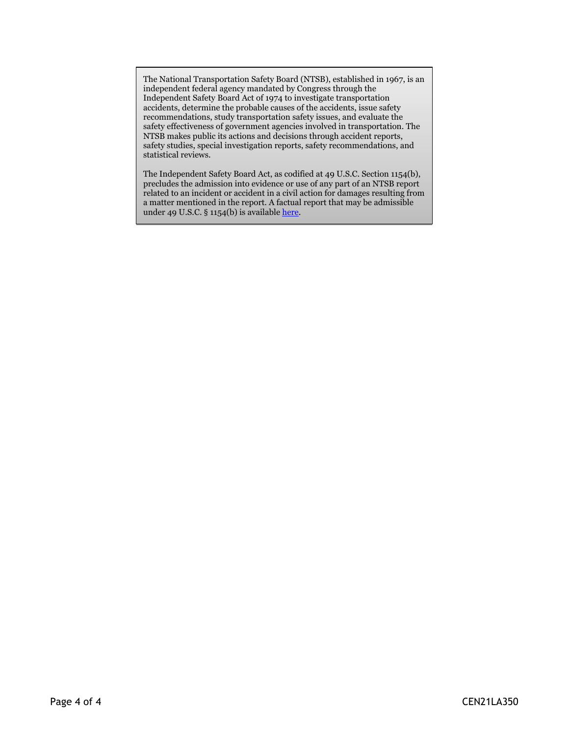The National Transportation Safety Board (NTSB), established in 1967, is an independent federal agency mandated by Congress through the Independent Safety Board Act of 1974 to investigate transportation accidents, determine the probable causes of the accidents, issue safety recommendations, study transportation safety issues, and evaluate the safety effectiveness of government agencies involved in transportation. The NTSB makes public its actions and decisions through accident reports, safety studies, special investigation reports, safety recommendations, and statistical reviews.

The Independent Safety Board Act, as codified at 49 U.S.C. Section 1154(b), precludes the admission into evidence or use of any part of an NTSB report related to an incident or accident in a civil action for damages resulting from a matter mentioned in the report. A factual report that may be admissible under 49 U.S.C. § 1154(b) is available here.